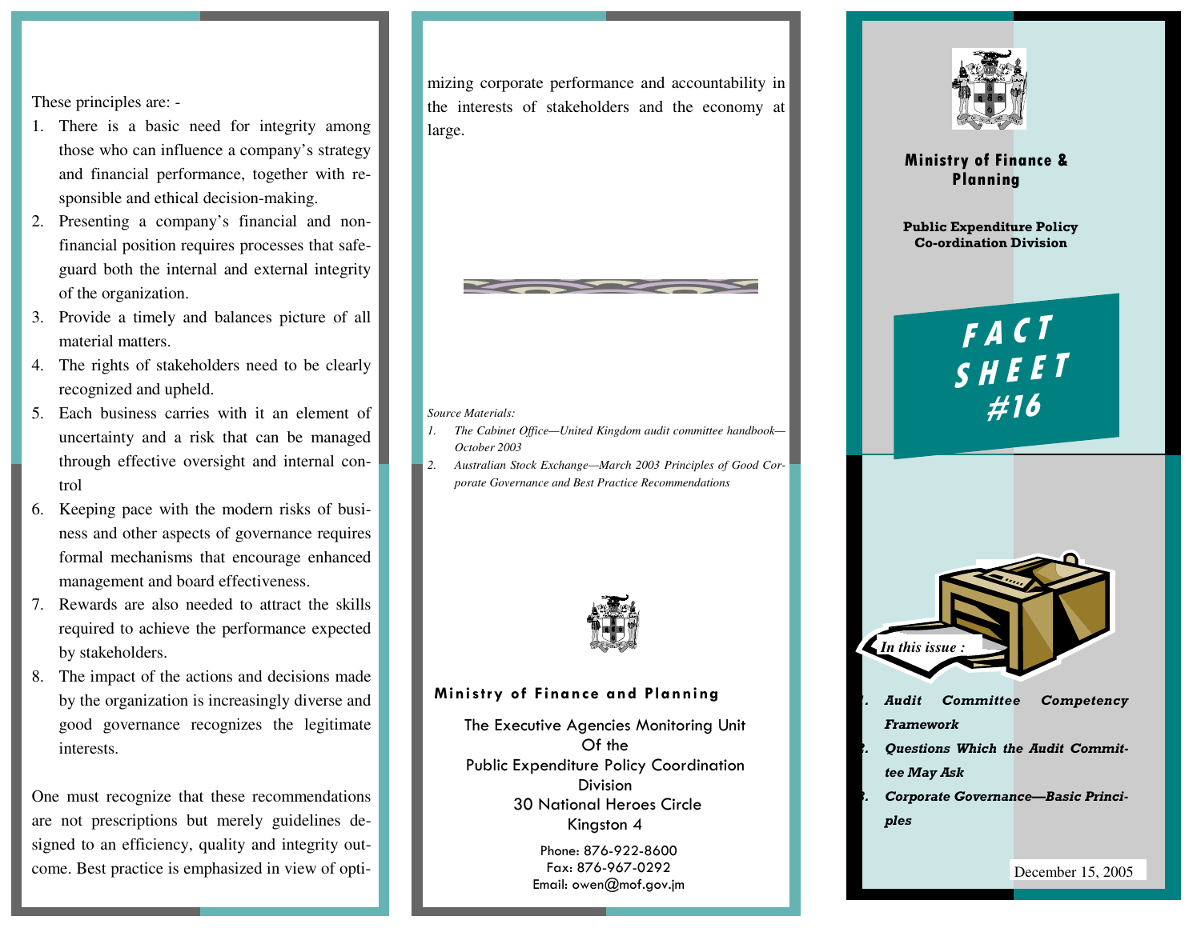# Ministry of Finance & Planning

**Public Expenditure Policy Co-ordination Division**

# FACT SHEET #16

*In this issue :*

1. ***Audit Committee Competency Framework***
2. ***Questions Which the Audit Committee May Ask***
3. ***Corporate Governance—Basic Principles***

December 15, 2005

---

These principles are: -

1. There is a basic need for integrity among those who can influence a company's strategy and financial performance, together with responsible and ethical decision-making.
2. Presenting a company's financial and non-financial position requires processes that safeguard both the internal and external integrity of the organization.
3. Provide a timely and balances picture of all material matters.
4. The rights of stakeholders need to be clearly recognized and upheld.
5. Each business carries with it an element of uncertainty and a risk that can be managed through effective oversight and internal control
6. Keeping pace with the modern risks of business and other aspects of governance requires formal mechanisms that encourage enhanced management and board effectiveness.
7. Rewards are also needed to attract the skills required to achieve the performance expected by stakeholders.
8. The impact of the actions and decisions made by the organization is increasingly diverse and good governance recognizes the legitimate interests.

One must recognize that these recommendations are not prescriptions but merely guidelines designed to an efficiency, quality and integrity outcome. Best practice is emphasized in view of optimizing corporate performance and accountability in the interests of stakeholders and the economy at large.

*Source Materials:*

1. *The Cabinet Office—United Kingdom audit committee handbook—October 2003*
2. *Australian Stock Exchange—March 2003 Principles of Good Corporate Governance and Best Practice Recommendations*

**Ministry of Finance and Planning**

The Executive Agencies Monitoring Unit
Of the
Public Expenditure Policy Coordination Division
30 National Heroes Circle
Kingston 4

Phone: 876-922-8600
Fax: 876-967-0292
Email: owen@mof.gov.jm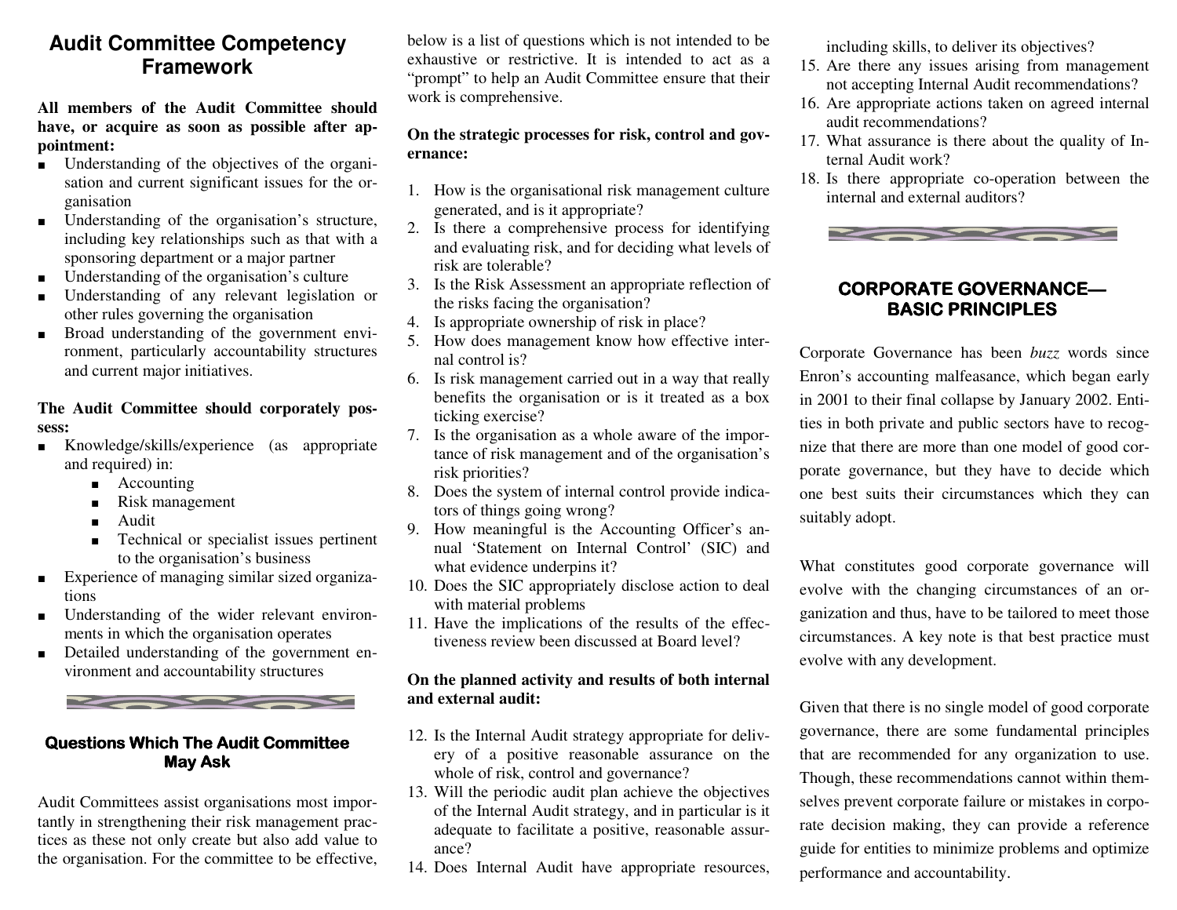# Audit Committee Competency Framework

**All members of the Audit Committee should have, or acquire as soon as possible after appointment:**

- Understanding of the objectives of the organisation and current significant issues for the organisation
- Understanding of the organisation's structure, including key relationships such as that with a sponsoring department or a major partner
- Understanding of the organisation's culture
- Understanding of any relevant legislation or other rules governing the organisation
- Broad understanding of the government environment, particularly accountability structures and current major initiatives.

**The Audit Committee should corporately possess:**

- Knowledge/skills/experience (as appropriate and required) in:
    - Accounting
    - Risk management
    - Audit
    - Technical or specialist issues pertinent to the organisation's business
- Experience of managing similar sized organizations
- Understanding of the wider relevant environments in which the organisation operates
- Detailed understanding of the government environment and accountability structures

## Questions Which The Audit Committee May Ask

Audit Committees assist organisations most importantly in strengthening their risk management practices as these not only create but also add value to the organisation. For the committee to be effective, below is a list of questions which is not intended to be exhaustive or restrictive. It is intended to act as a "prompt" to help an Audit Committee ensure that their work is comprehensive.

**On the strategic processes for risk, control and governance:**

1. How is the organisational risk management culture generated, and is it appropriate?
2. Is there a comprehensive process for identifying and evaluating risk, and for deciding what levels of risk are tolerable?
3. Is the Risk Assessment an appropriate reflection of the risks facing the organisation?
4. Is appropriate ownership of risk in place?
5. How does management know how effective internal control is?
6. Is risk management carried out in a way that really benefits the organisation or is it treated as a box ticking exercise?
7. Is the organisation as a whole aware of the importance of risk management and of the organisation's risk priorities?
8. Does the system of internal control provide indicators of things going wrong?
9. How meaningful is the Accounting Officer's annual 'Statement on Internal Control' (SIC) and what evidence underpins it?
10. Does the SIC appropriately disclose action to deal with material problems
11. Have the implications of the results of the effectiveness review been discussed at Board level?

**On the planned activity and results of both internal and external audit:**

12. Is the Internal Audit strategy appropriate for delivery of a positive reasonable assurance on the whole of risk, control and governance?
13. Will the periodic audit plan achieve the objectives of the Internal Audit strategy, and in particular is it adequate to facilitate a positive, reasonable assurance?
14. Does Internal Audit have appropriate resources, including skills, to deliver its objectives?
15. Are there any issues arising from management not accepting Internal Audit recommendations?
16. Are appropriate actions taken on agreed internal audit recommendations?
17. What assurance is there about the quality of Internal Audit work?
18. Is there appropriate co-operation between the internal and external auditors?

## CORPORATE GOVERNANCE— BASIC PRINCIPLES

Corporate Governance has been *buzz* words since Enron's accounting malfeasance, which began early in 2001 to their final collapse by January 2002. Entities in both private and public sectors have to recognize that there are more than one model of good corporate governance, but they have to decide which one best suits their circumstances which they can suitably adopt.

What constitutes good corporate governance will evolve with the changing circumstances of an organization and thus, have to be tailored to meet those circumstances. A key note is that best practice must evolve with any development.

Given that there is no single model of good corporate governance, there are some fundamental principles that are recommended for any organization to use. Though, these recommendations cannot within themselves prevent corporate failure or mistakes in corporate decision making, they can provide a reference guide for entities to minimize problems and optimize performance and accountability.